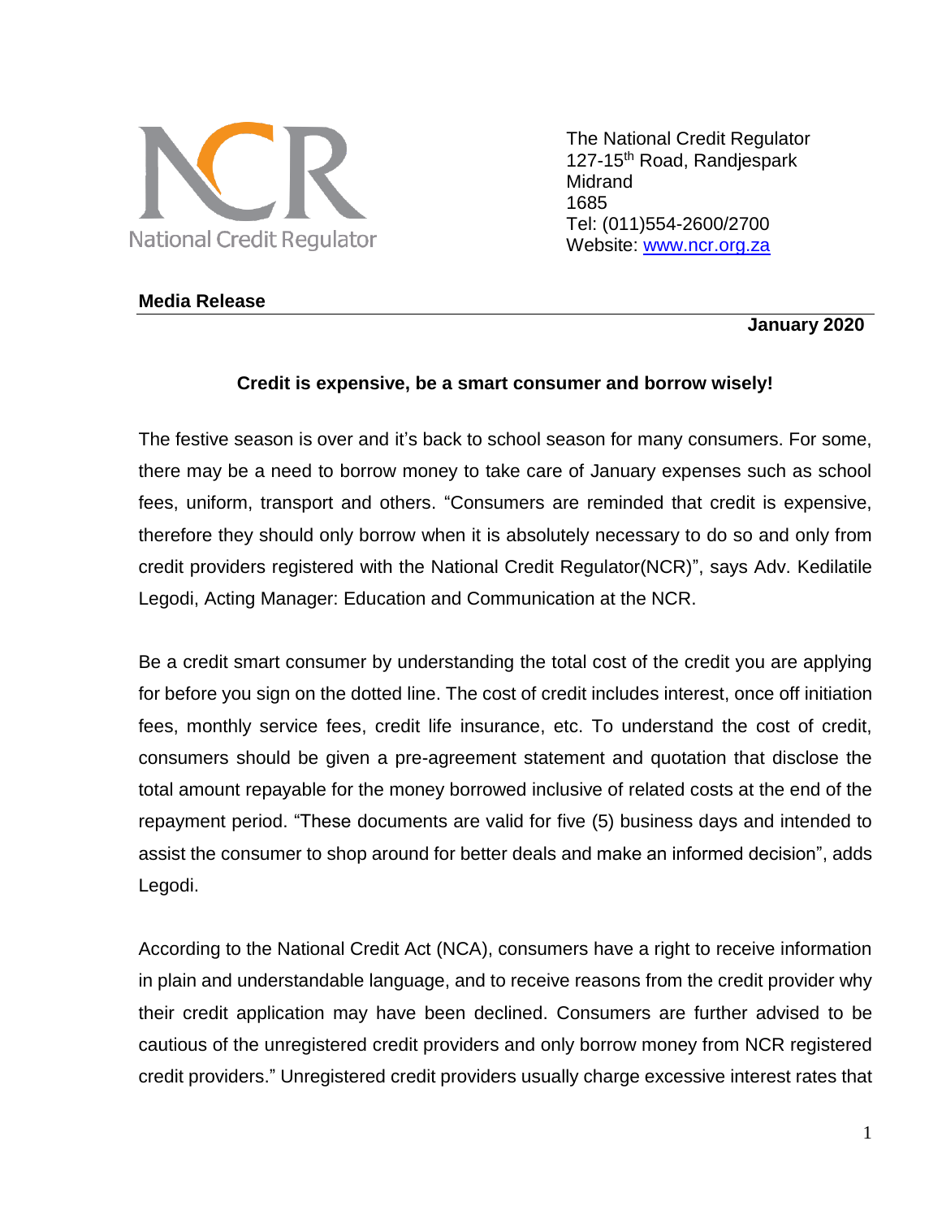National Credit Regulator

The National Credit Regulator
127-15th Road, Randjespark
Midrand
1685
Tel: (011)554-2600/2700
Website: [www.ncr.org.za](http://www.ncr.org.za)

**Media Release**

**January 2020**

## Credit is expensive, be a smart consumer and borrow wisely!

The festive season is over and it's back to school season for many consumers. For some, there may be a need to borrow money to take care of January expenses such as school fees, uniform, transport and others. "Consumers are reminded that credit is expensive, therefore they should only borrow when it is absolutely necessary to do so and only from credit providers registered with the National Credit Regulator(NCR)", says Adv. Kedilatile Legodi, Acting Manager: Education and Communication at the NCR.

Be a credit smart consumer by understanding the total cost of the credit you are applying for before you sign on the dotted line. The cost of credit includes interest, once off initiation fees, monthly service fees, credit life insurance, etc. To understand the cost of credit, consumers should be given a pre-agreement statement and quotation that disclose the total amount repayable for the money borrowed inclusive of related costs at the end of the repayment period. "These documents are valid for five (5) business days and intended to assist the consumer to shop around for better deals and make an informed decision", adds Legodi.

According to the National Credit Act (NCA), consumers have a right to receive information in plain and understandable language, and to receive reasons from the credit provider why their credit application may have been declined. Consumers are further advised to be cautious of the unregistered credit providers and only borrow money from NCR registered credit providers." Unregistered credit providers usually charge excessive interest rates that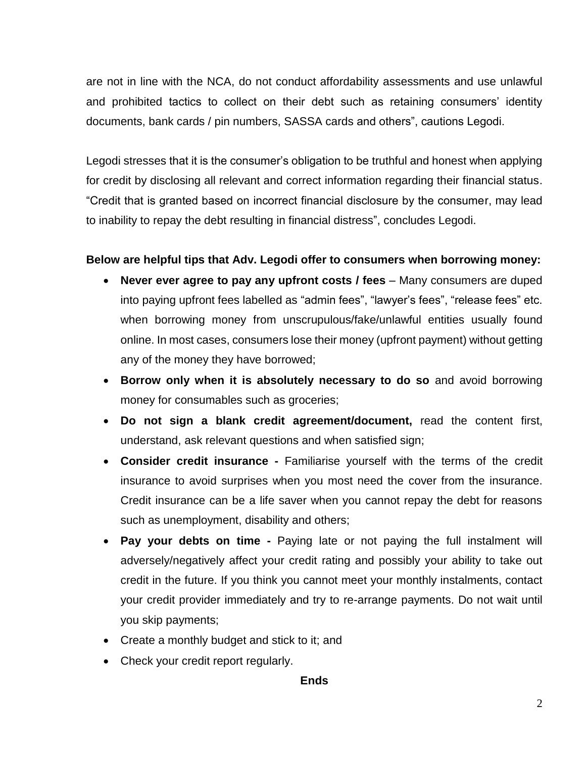are not in line with the NCA, do not conduct affordability assessments and use unlawful and prohibited tactics to collect on their debt such as retaining consumers' identity documents, bank cards / pin numbers, SASSA cards and others", cautions Legodi.

Legodi stresses that it is the consumer's obligation to be truthful and honest when applying for credit by disclosing all relevant and correct information regarding their financial status. "Credit that is granted based on incorrect financial disclosure by the consumer, may lead to inability to repay the debt resulting in financial distress", concludes Legodi.

**Below are helpful tips that Adv. Legodi offer to consumers when borrowing money:**

- **Never ever agree to pay any upfront costs / fees** – Many consumers are duped into paying upfront fees labelled as "admin fees", "lawyer's fees", "release fees" etc. when borrowing money from unscrupulous/fake/unlawful entities usually found online. In most cases, consumers lose their money (upfront payment) without getting any of the money they have borrowed;
- **Borrow only when it is absolutely necessary to do so** and avoid borrowing money for consumables such as groceries;
- **Do not sign a blank credit agreement/document,** read the content first, understand, ask relevant questions and when satisfied sign;
- **Consider credit insurance -** Familiarise yourself with the terms of the credit insurance to avoid surprises when you most need the cover from the insurance. Credit insurance can be a life saver when you cannot repay the debt for reasons such as unemployment, disability and others;
- **Pay your debts on time -** Paying late or not paying the full instalment will adversely/negatively affect your credit rating and possibly your ability to take out credit in the future. If you think you cannot meet your monthly instalments, contact your credit provider immediately and try to re-arrange payments. Do not wait until you skip payments;
- Create a monthly budget and stick to it; and
- Check your credit report regularly.

**Ends**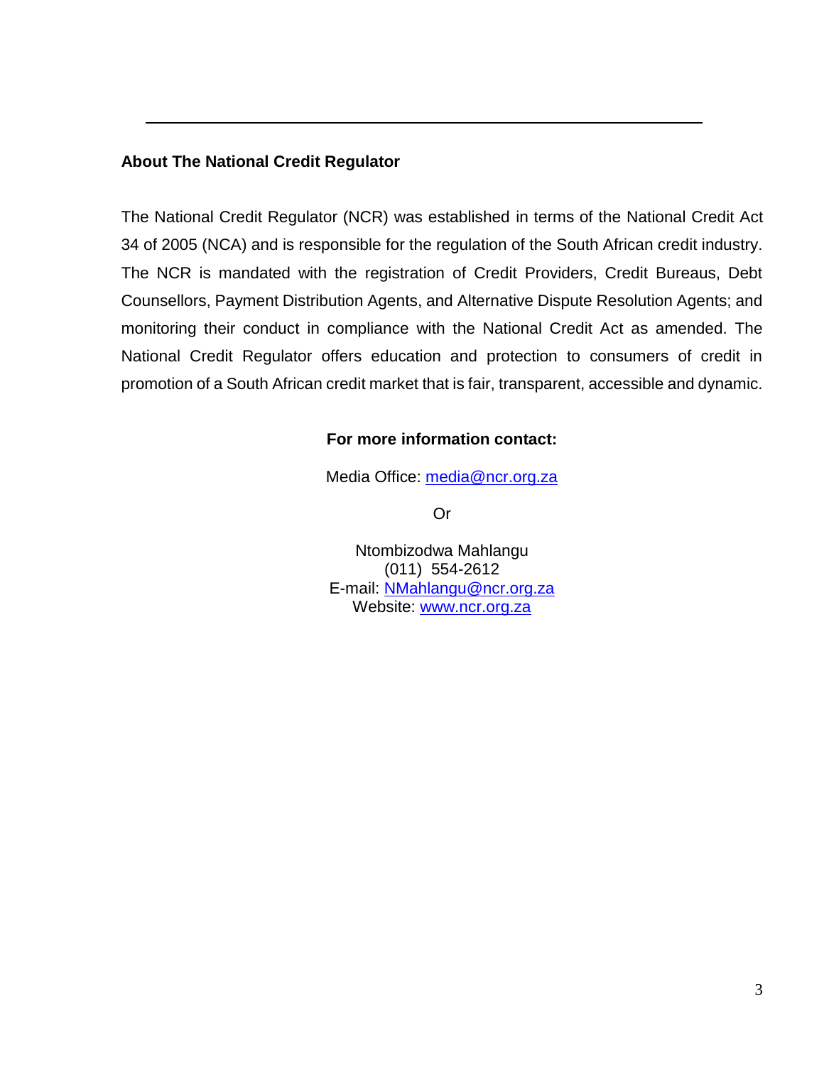---

**About The National Credit Regulator**

The National Credit Regulator (NCR) was established in terms of the National Credit Act 34 of 2005 (NCA) and is responsible for the regulation of the South African credit industry. The NCR is mandated with the registration of Credit Providers, Credit Bureaus, Debt Counsellors, Payment Distribution Agents, and Alternative Dispute Resolution Agents; and monitoring their conduct in compliance with the National Credit Act as amended. The National Credit Regulator offers education and protection to consumers of credit in promotion of a South African credit market that is fair, transparent, accessible and dynamic.

**For more information contact:**

Media Office: media@ncr.org.za

Or

Ntombizodwa Mahlangu
(011) 554-2612
E-mail: NMahlangu@ncr.org.za
Website: www.ncr.org.za